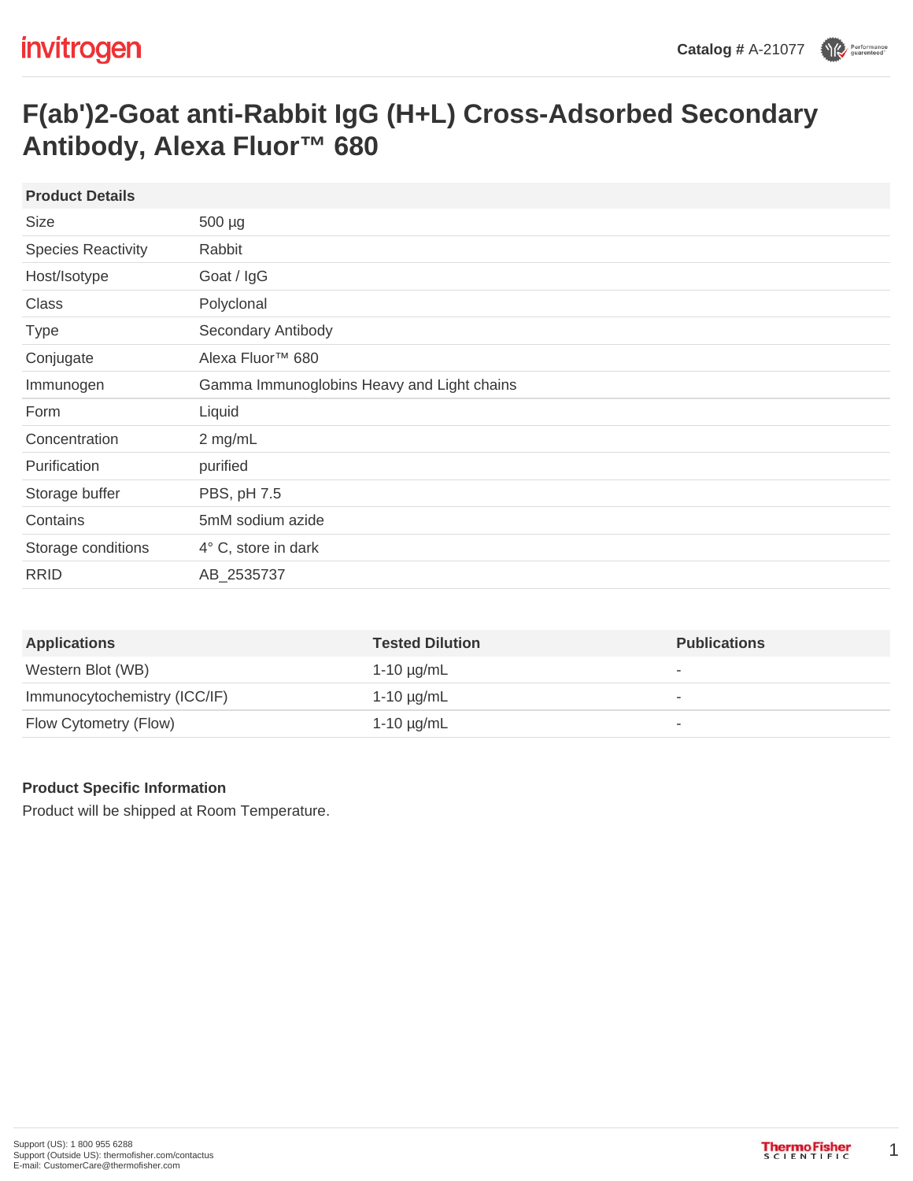Catalog # A-21077

# F(ab')2-Goat anti-Rabbit IgG (H+L) Cross-Adsorbed Secondary Antibody, Alexa Fluor™ 680

| Product Details | |
|---|---|
| Size | 500 µg |
| Species Reactivity | Rabbit |
| Host/Isotype | Goat / IgG |
| Class | Polyclonal |
| Type | Secondary Antibody |
| Conjugate | Alexa Fluor™ 680 |
| Immunogen | Gamma Immunoglobins Heavy and Light chains |
| Form | Liquid |
| Concentration | 2 mg/mL |
| Purification | purified |
| Storage buffer | PBS, pH 7.5 |
| Contains | 5mM sodium azide |
| Storage conditions | 4° C, store in dark |
| RRID | AB_2535737 |

| Applications | Tested Dilution | Publications |
|---|---|---|
| Western Blot (WB) | 1-10 µg/mL | - |
| Immunocytochemistry (ICC/IF) | 1-10 µg/mL | - |
| Flow Cytometry (Flow) | 1-10 µg/mL | - |

**Product Specific Information**

Product will be shipped at Room Temperature.

Support (US): 1 800 955 6288
Support (Outside US): thermofisher.com/contactus
E-mail: CustomerCare@thermofisher.com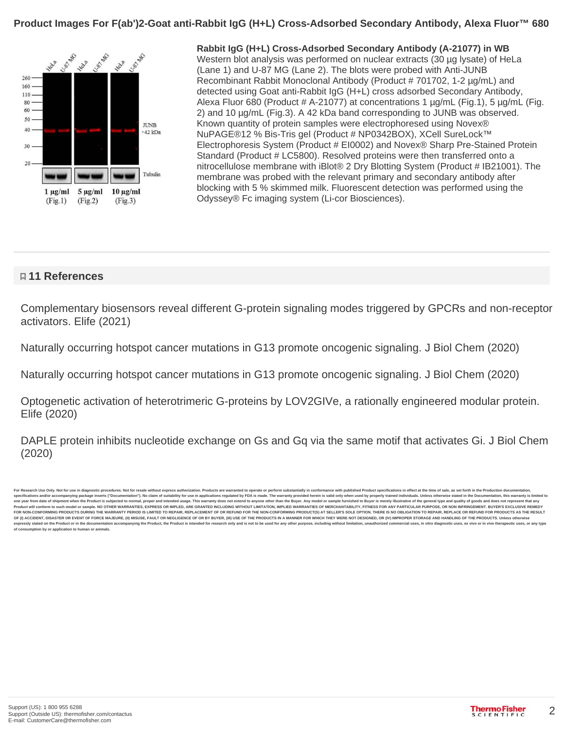## Product Images For F(ab')2-Goat anti-Rabbit IgG (H+L) Cross-Adsorbed Secondary Antibody, Alexa Fluor™ 680

HeLa
U-87 MG
HeLa
U-87 MG
HeLa
U-87 MG

260
160
110
80
60
50
40
30
20

JUNB
~42 kDa

Tubulin

1 µg/ml (Fig.1)
5 µg/ml (Fig.2)
10 µg/ml (Fig.3)

**Rabbit IgG (H+L) Cross-Adsorbed Secondary Antibody (A-21077) in WB**
Western blot analysis was performed on nuclear extracts (30 µg lysate) of HeLa (Lane 1) and U-87 MG (Lane 2). The blots were probed with Anti-JUNB Recombinant Rabbit Monoclonal Antibody (Product # 701702, 1-2 µg/mL) and detected using Goat anti-Rabbit IgG (H+L) cross adsorbed Secondary Antibody, Alexa Fluor 680 (Product # A-21077) at concentrations 1 µg/mL (Fig.1), 5 µg/mL (Fig. 2) and 10 µg/mL (Fig.3). A 42 kDa band corresponding to JUNB was observed. Known quantity of protein samples were electrophoresed using Novex® NuPAGE®12 % Bis-Tris gel (Product # NP0342BOX), XCell SureLock™ Electrophoresis System (Product # EI0002) and Novex® Sharp Pre-Stained Protein Standard (Product # LC5800). Resolved proteins were then transferred onto a nitrocellulose membrane with iBlot® 2 Dry Blotting System (Product # IB21001). The membrane was probed with the relevant primary and secondary antibody after blocking with 5 % skimmed milk. Fluorescent detection was performed using the Odyssey® Fc imaging system (Li-cor Biosciences).

## 11 References

Complementary biosensors reveal different G-protein signaling modes triggered by GPCRs and non-receptor activators. Elife (2021)

Naturally occurring hotspot cancer mutations in G13 promote oncogenic signaling. J Biol Chem (2020)

Naturally occurring hotspot cancer mutations in G13 promote oncogenic signaling. J Biol Chem (2020)

Optogenetic activation of heterotrimeric G-proteins by LOV2GIVe, a rationally engineered modular protein. Elife (2020)

DAPLE protein inhibits nucleotide exchange on Gs and Gq via the same motif that activates Gi. J Biol Chem (2020)

For Research Use Only. Not for use in diagnostic procedures. Not for resale without express authorization. Products are warranted to operate or perform substantially in conformance with published Product specifications in effect at the time of sale, as set forth in the Production documentation, specifications and/or accompanying package inserts ("Documentation"). No claim of suitability for use in applications regulated by FDA is made. The warranty provided herein is valid only when used by properly trained individuals. Unless otherwise stated in the Documentation, this warranty is limited to one year from date of shipment when the Product is subjected to normal, proper and intended usage. This warranty does not extend to anyone other than the Buyer. Any model or sample furnished to Buyer is merely illustrative of the general type and quality of goods and does not represent that any Product will conform to such model or sample. NO OTHER WARRANTIES, EXPRESS OR IMPLED, ARE GRANTED INCLUDING WITHOUT LIMITATION, IMPLIED WARRANTIES OF MERCHANTABILITY, FITNESS FOR ANY PARTICULAR PURPOSE, OR NON INFRINGEMENT. BUYER'S EXCLUSIVE REMEDY FOR NON-CONFORMING PRODUCTS DURING THE WARRANTY PERIOD IS LIMITED TO REPAIR, REPLACEMENT OF OR REFUND FOR THE NON-CONFORMING PRODUCT(S) AT SELLER'S SOLE OPTION. THERE IS NO OBLIGATION TO REPAIR, REPLACE OR REFUND FOR PRODUCTS AS THE RESULT OF (I) ACCIDENT, DISASTER OR EVENT OF FORCE MAJEURE, (II) MISUSE, FAULT OR NEGLIGENCE OF OR BY BUYER, (III) USE OF THE PRODUCTS IN A MANNER FOR WHICH THEY WERE NOT DESIGNED, OR (IV) IMPROPER STORAGE AND HANDLING OF THE PRODUCTS. Unless otherwise expressly stated on the Product or in the documentation accompanying the Product, the Product is intended for research only and is not to be used for any other purpose, including without limitation, unauthorized commercial uses, in vitro diagnostic uses, ex vivo or in vivo therapeutic uses, or any type of consumption by or application to human or animals.

Support (US): 1 800 955 6288
Support (Outside US): thermofisher.com/contactus
E-mail: CustomerCare@thermofisher.com